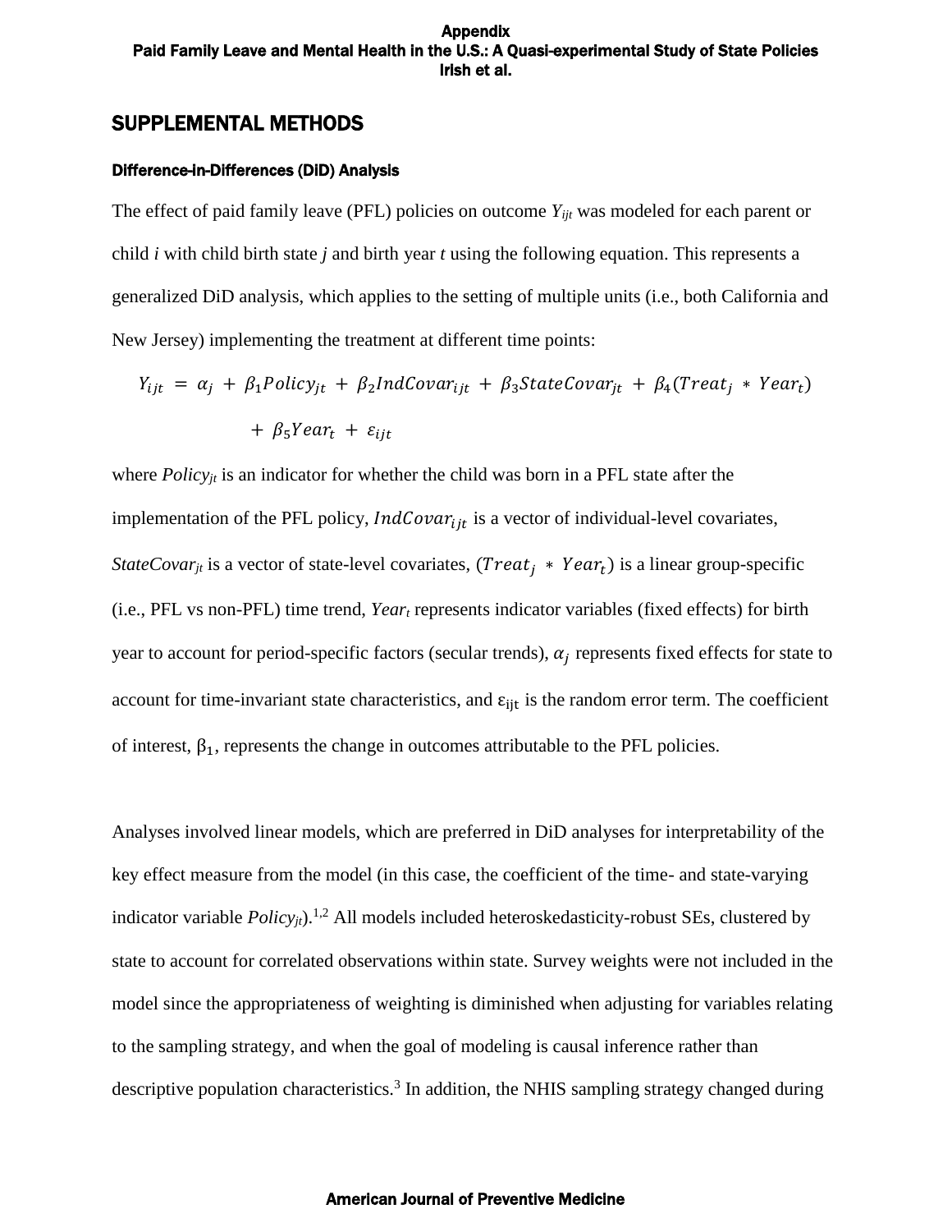## SUPPLEMENTAL METHODS

### Difference-in-Differences (DiD) Analysis

The effect of paid family leave (PFL) policies on outcome $Y_{ijt}$ was modeled for each parent or child $i$ with child birth state $j$ and birth year $t$ using the following equation. This represents a generalized DiD analysis, which applies to the setting of multiple units (i.e., both California and New Jersey) implementing the treatment at different time points:

$$Y_{ijt} = \alpha_j + \beta_1 Policy_{jt} + \beta_2 IndCovar_{ijt} + \beta_3 StateCovar_{jt} + \beta_4 (Treat_j * Year_t) + \beta_5 Year_t + \varepsilon_{ijt}$$

where $Policy_{jt}$ is an indicator for whether the child was born in a PFL state after the implementation of the PFL policy, $IndCovar_{ijt}$ is a vector of individual-level covariates, $StateCovar_{jt}$ is a vector of state-level covariates, $(Treat_j * Year_t)$ is a linear group-specific (i.e., PFL vs non-PFL) time trend, $Year_t$ represents indicator variables (fixed effects) for birth year to account for period-specific factors (secular trends), $\alpha_j$ represents fixed effects for state to account for time-invariant state characteristics, and $\varepsilon_{ijt}$ is the random error term. The coefficient of interest, $\beta_1$, represents the change in outcomes attributable to the PFL policies.

Analyses involved linear models, which are preferred in DiD analyses for interpretability of the key effect measure from the model (in this case, the coefficient of the time- and state-varying indicator variable $Policy_{jt}$).[1,2] All models included heteroskedasticity-robust SEs, clustered by state to account for correlated observations within state. Survey weights were not included in the model since the appropriateness of weighting is diminished when adjusting for variables relating to the sampling strategy, and when the goal of modeling is causal inference rather than descriptive population characteristics.[3] In addition, the NHIS sampling strategy changed during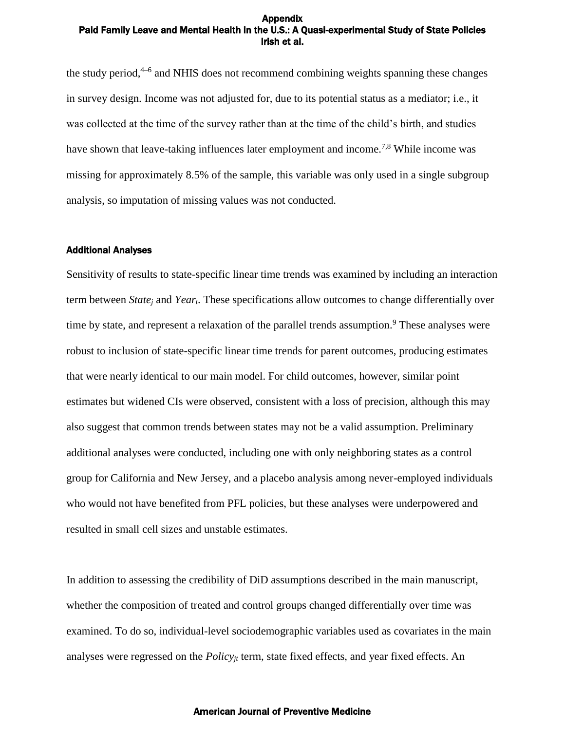the study period,[4–6] and NHIS does not recommend combining weights spanning these changes in survey design. Income was not adjusted for, due to its potential status as a mediator; i.e., it was collected at the time of the survey rather than at the time of the child's birth, and studies have shown that leave-taking influences later employment and income.[7,8] While income was missing for approximately 8.5% of the sample, this variable was only used in a single subgroup analysis, so imputation of missing values was not conducted.

### Additional Analyses

Sensitivity of results to state-specific linear time trends was examined by including an interaction term between $State_j$ and $Year_t$. These specifications allow outcomes to change differentially over time by state, and represent a relaxation of the parallel trends assumption.[9] These analyses were robust to inclusion of state-specific linear time trends for parent outcomes, producing estimates that were nearly identical to our main model. For child outcomes, however, similar point estimates but widened CIs were observed, consistent with a loss of precision, although this may also suggest that common trends between states may not be a valid assumption. Preliminary additional analyses were conducted, including one with only neighboring states as a control group for California and New Jersey, and a placebo analysis among never-employed individuals who would not have benefited from PFL policies, but these analyses were underpowered and resulted in small cell sizes and unstable estimates.

In addition to assessing the credibility of DiD assumptions described in the main manuscript, whether the composition of treated and control groups changed differentially over time was examined. To do so, individual-level sociodemographic variables used as covariates in the main analyses were regressed on the $Policy_{jt}$ term, state fixed effects, and year fixed effects. An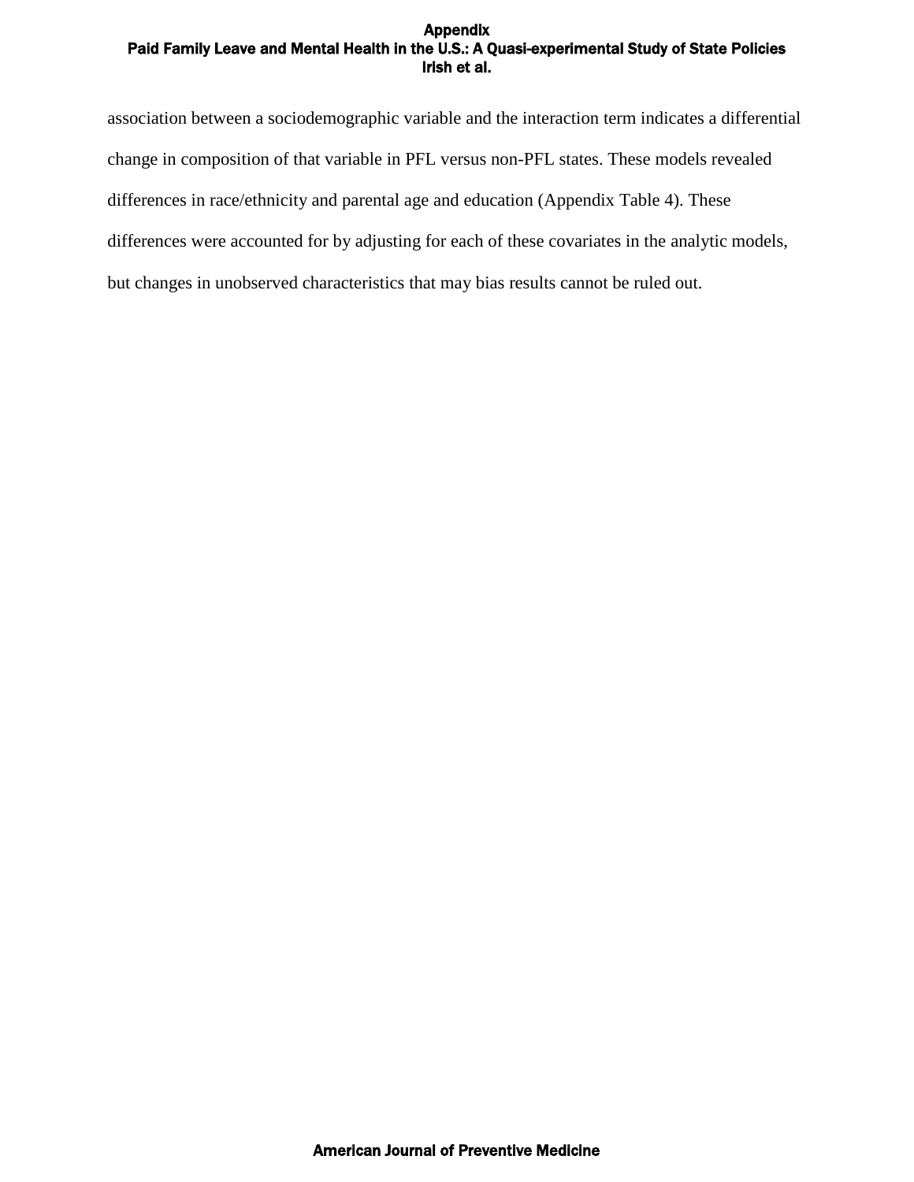association between a sociodemographic variable and the interaction term indicates a differential change in composition of that variable in PFL versus non-PFL states. These models revealed differences in race/ethnicity and parental age and education (Appendix Table 4). These differences were accounted for by adjusting for each of these covariates in the analytic models, but changes in unobserved characteristics that may bias results cannot be ruled out.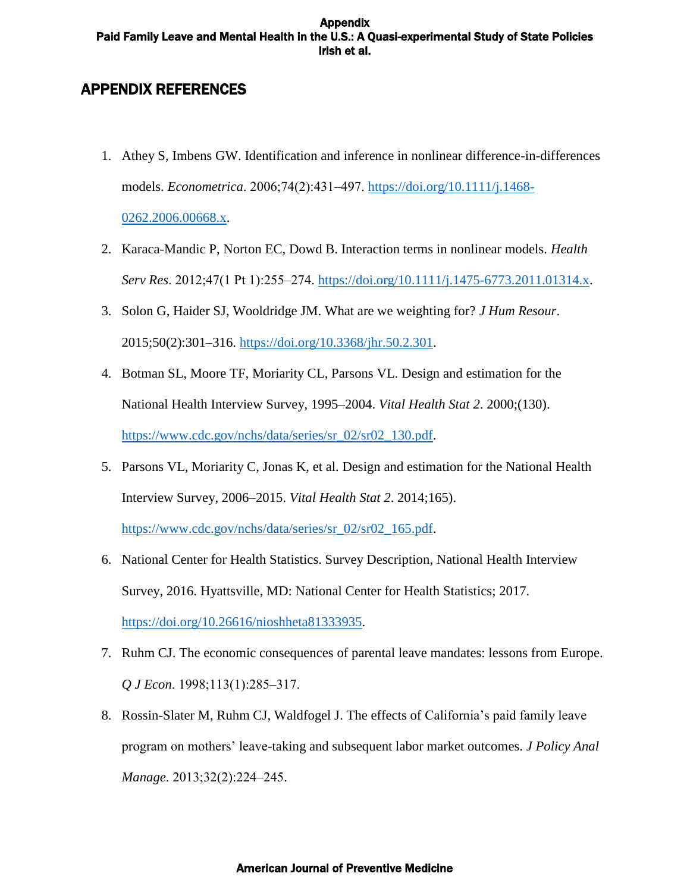## APPENDIX REFERENCES

1. Athey S, Imbens GW. Identification and inference in nonlinear difference-in-differences models. *Econometrica*. 2006;74(2):431–497. https://doi.org/10.1111/j.1468-0262.2006.00668.x.
2. Karaca-Mandic P, Norton EC, Dowd B. Interaction terms in nonlinear models. *Health Serv Res*. 2012;47(1 Pt 1):255–274. https://doi.org/10.1111/j.1475-6773.2011.01314.x.
3. Solon G, Haider SJ, Wooldridge JM. What are we weighting for? *J Hum Resour*. 2015;50(2):301–316. https://doi.org/10.3368/jhr.50.2.301.
4. Botman SL, Moore TF, Moriarity CL, Parsons VL. Design and estimation for the National Health Interview Survey, 1995–2004. *Vital Health Stat 2*. 2000;(130). https://www.cdc.gov/nchs/data/series/sr_02/sr02_130.pdf.
5. Parsons VL, Moriarity C, Jonas K, et al. Design and estimation for the National Health Interview Survey, 2006–2015. *Vital Health Stat 2*. 2014;165). https://www.cdc.gov/nchs/data/series/sr_02/sr02_165.pdf.
6. National Center for Health Statistics. Survey Description, National Health Interview Survey, 2016. Hyattsville, MD: National Center for Health Statistics; 2017. https://doi.org/10.26616/nioshheta81333935.
7. Ruhm CJ. The economic consequences of parental leave mandates: lessons from Europe. *Q J Econ*. 1998;113(1):285–317.
8. Rossin-Slater M, Ruhm CJ, Waldfogel J. The effects of California's paid family leave program on mothers' leave-taking and subsequent labor market outcomes. *J Policy Anal Manage*. 2013;32(2):224–245.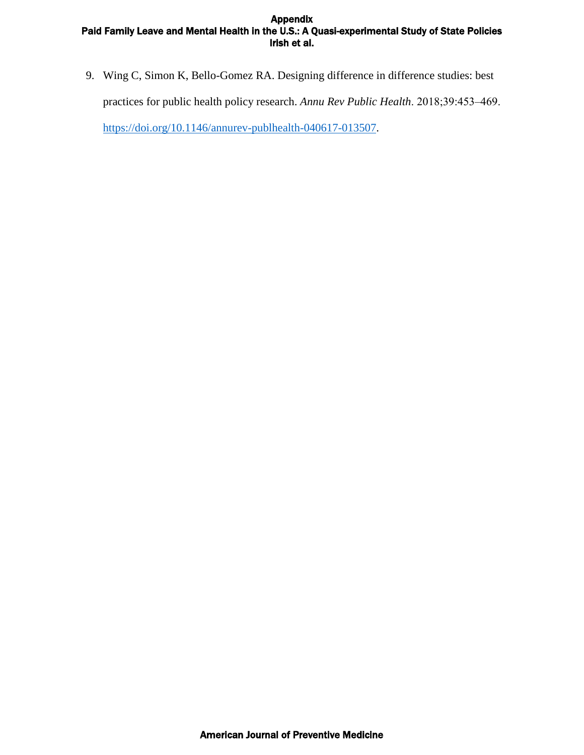9. Wing C, Simon K, Bello-Gomez RA. Designing difference in difference studies: best practices for public health policy research. *Annu Rev Public Health*. 2018;39:453–469. https://doi.org/10.1146/annurev-publhealth-040617-013507.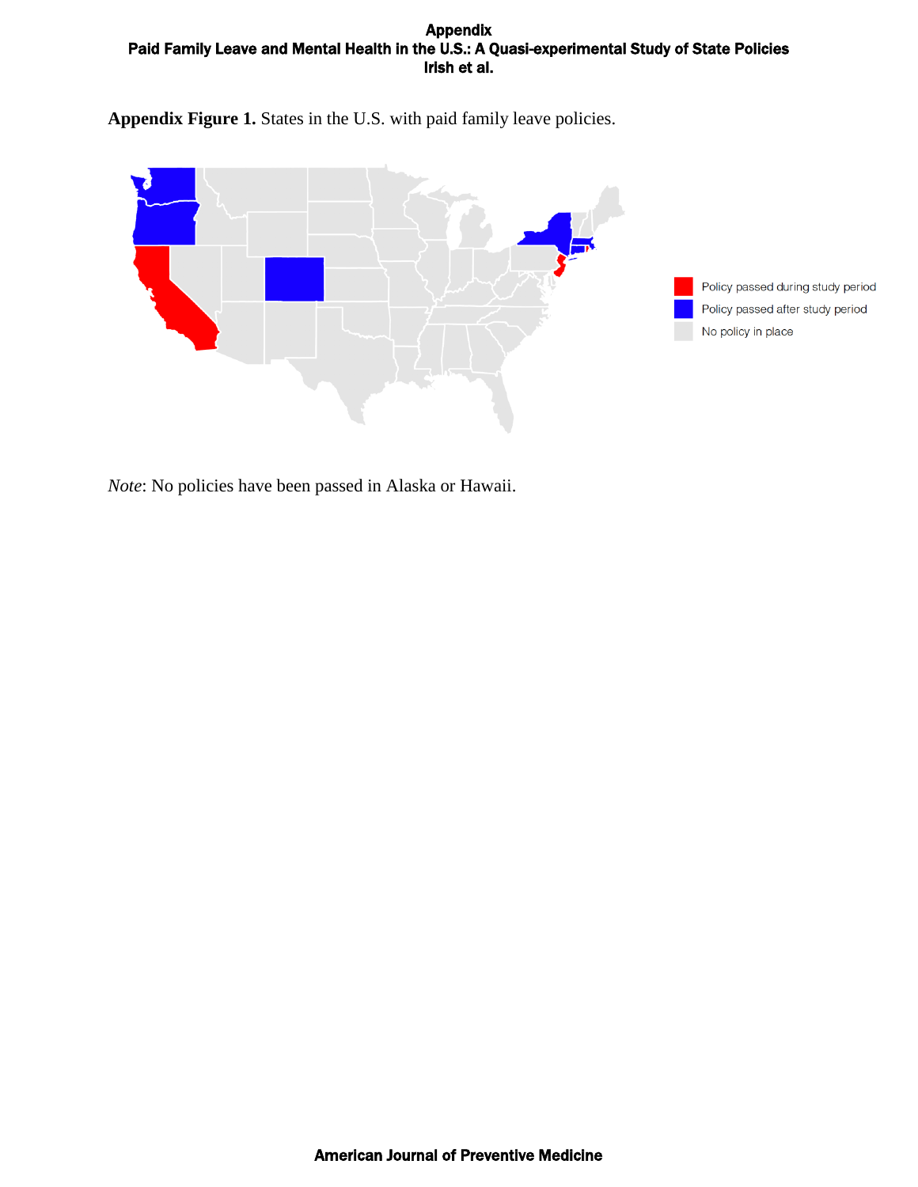**Appendix Figure 1.** States in the U.S. with paid family leave policies.

*Note*: No policies have been passed in Alaska or Hawaii.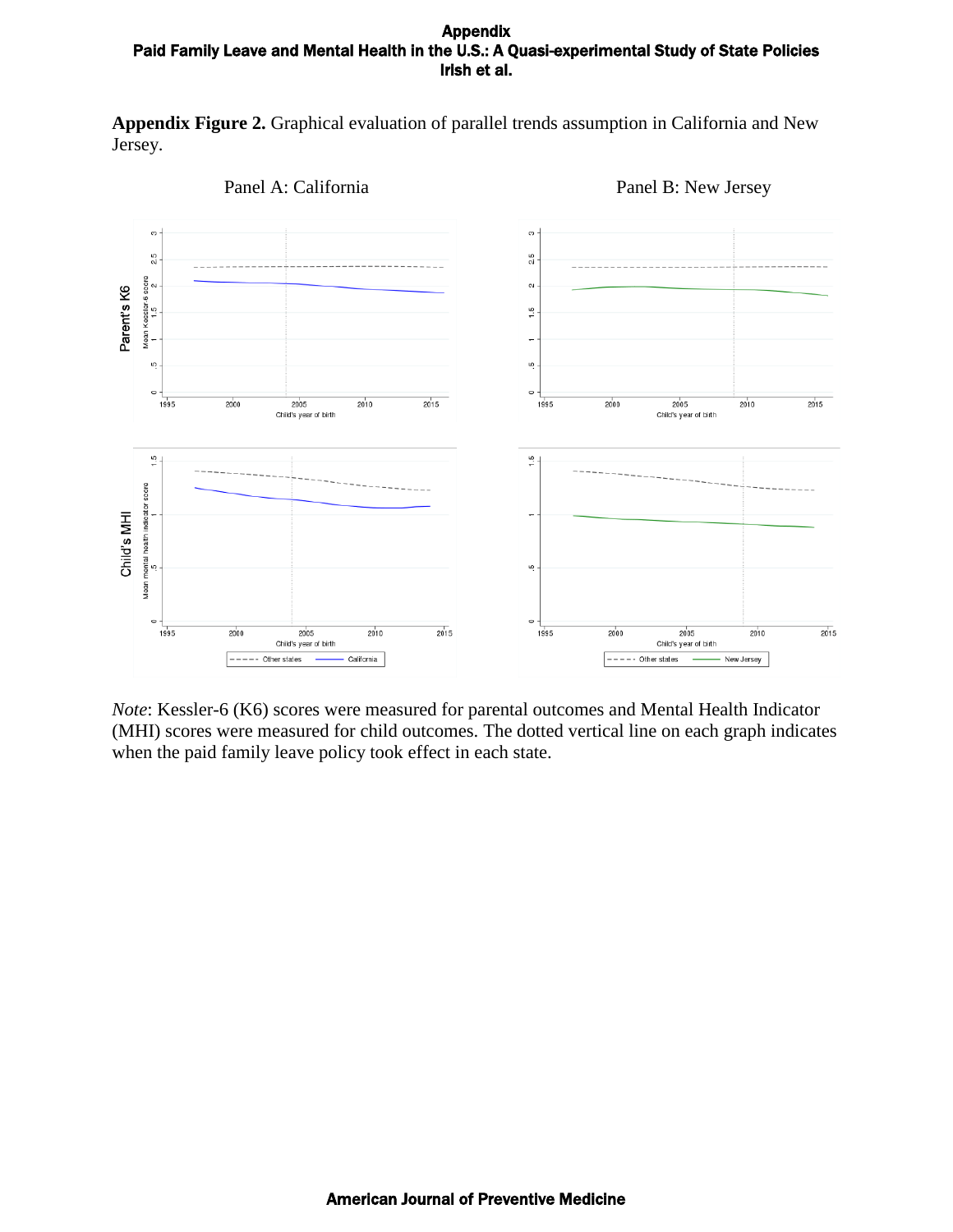**Appendix Figure 2.** Graphical evaluation of parallel trends assumption in California and New Jersey.

Panel A: California

Panel B: New Jersey

*Note*: Kessler-6 (K6) scores were measured for parental outcomes and Mental Health Indicator (MHI) scores were measured for child outcomes. The dotted vertical line on each graph indicates when the paid family leave policy took effect in each state.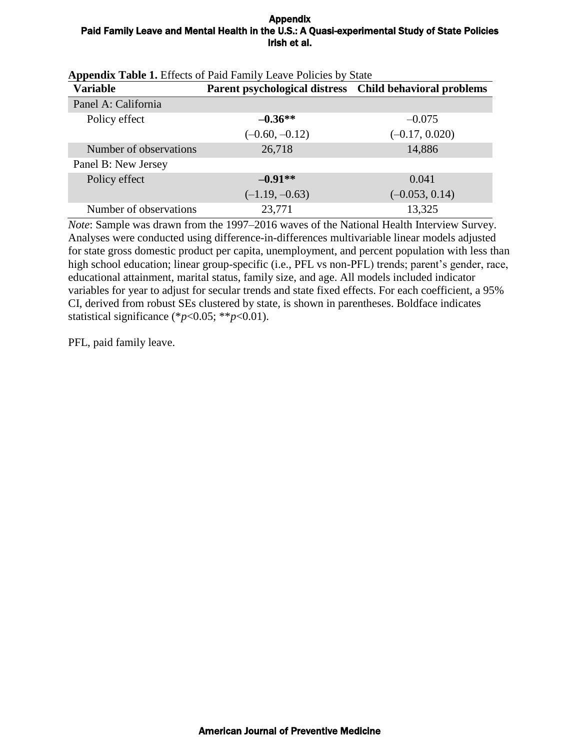**Appendix Table 1.** Effects of Paid Family Leave Policies by State

| Variable | Parent psychological distress | Child behavioral problems |
|---|---|---|
| Panel A: California | | |
| Policy effect | **–0.36**** | –0.075 |
| | (–0.60, –0.12) | (–0.17, 0.020) |
| Number of observations | 26,718 | 14,886 |
| Panel B: New Jersey | | |
| Policy effect | **–0.91**** | 0.041 |
| | (–1.19, –0.63) | (–0.053, 0.14) |
| Number of observations | 23,771 | 13,325 |

*Note*: Sample was drawn from the 1997–2016 waves of the National Health Interview Survey. Analyses were conducted using difference-in-differences multivariable linear models adjusted for state gross domestic product per capita, unemployment, and percent population with less than high school education; linear group-specific (i.e., PFL vs non-PFL) trends; parent's gender, race, educational attainment, marital status, family size, and age. All models included indicator variables for year to adjust for secular trends and state fixed effects. For each coefficient, a 95% CI, derived from robust SEs clustered by state, is shown in parentheses. Boldface indicates statistical significance (\**p*<0.05; \*\**p*<0.01).

PFL, paid family leave.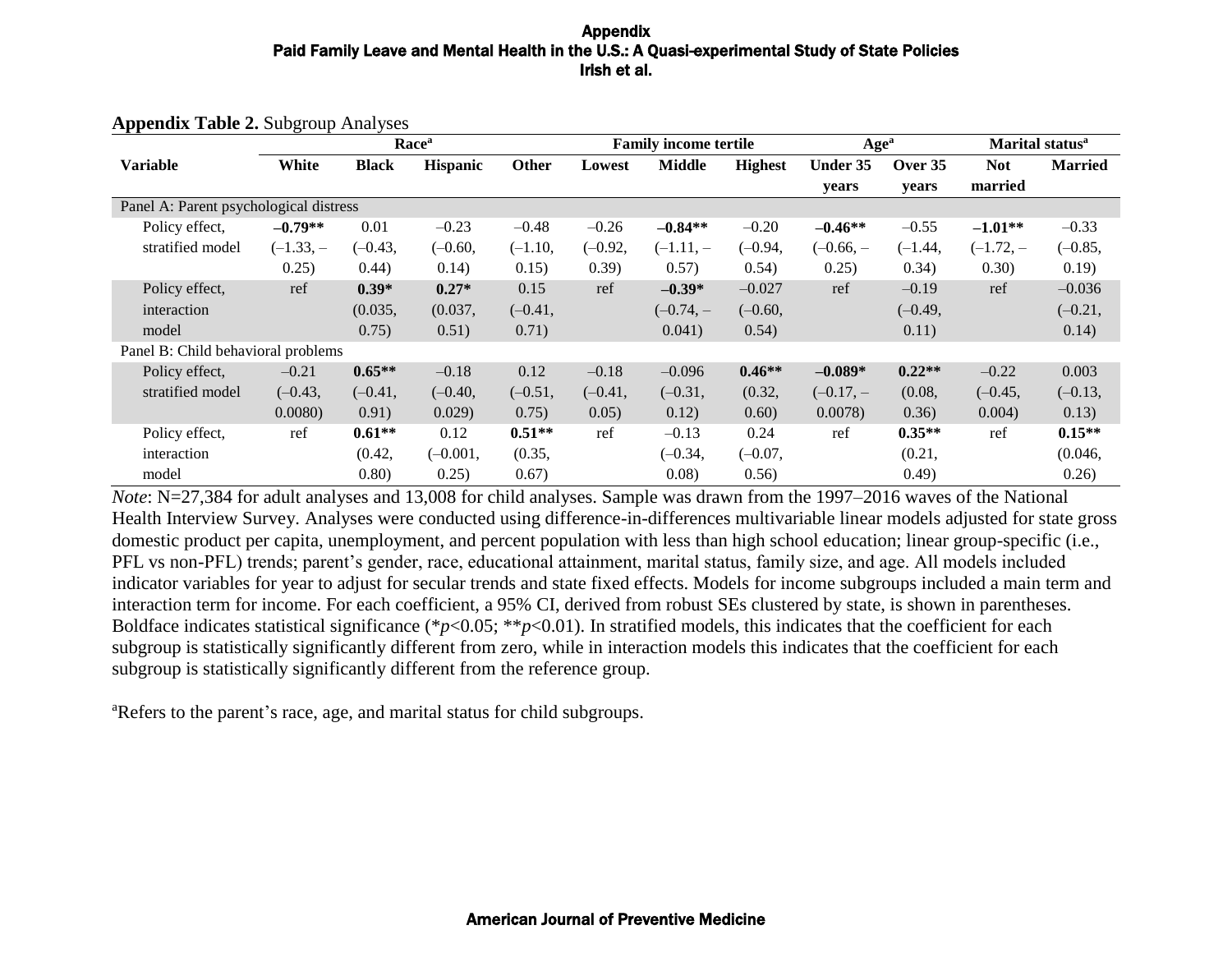**Appendix Table 2.** Subgroup Analyses

| Variable | Race[a] | | | | Family income tertile | | | Age[a] | | Marital status[a] | |
|---|---|---|---|---|---|---|---|---|---|---|---|
| | White | Black | Hispanic | Other | Lowest | Middle | Highest | Under 35 years | Over 35 years | Not married | Married |
| Panel A: Parent psychological distress | | | | | | | | | | | |
| Policy effect, stratified model | **–0.79**** (–1.33, –0.25) | 0.01 (–0.43, 0.44) | –0.23 (–0.60, 0.14) | –0.48 (–1.10, 0.15) | –0.26 (–0.92, 0.39) | **–0.84**** (–1.11, –0.57) | –0.20 (–0.94, 0.54) | **–0.46**** (–0.66, –0.25) | –0.55 (–1.44, 0.34) | **–1.01**** (–1.72, –0.30) | –0.33 (–0.85, 0.19) |
| Policy effect, interaction model | ref | **0.39*** (0.035, 0.75) | **0.27*** (0.037, 0.51) | 0.15 (–0.41, 0.71) | ref | **–0.39*** (–0.74, –0.041) | –0.027 (–0.60, 0.54) | ref | –0.19 (–0.49, 0.11) | ref | –0.036 (–0.21, 0.14) |
| Panel B: Child behavioral problems | | | | | | | | | | | |
| Policy effect, stratified model | –0.21 (–0.43, 0.0080) | **0.65**** (–0.41, 0.91) | –0.18 (–0.40, 0.029) | 0.12 (–0.51, 0.75) | –0.18 (–0.41, 0.05) | –0.096 (–0.31, 0.12) | **0.46**** (0.32, 0.60) | **–0.089*** (–0.17, –0.0078) | **0.22**** (0.08, 0.36) | –0.22 (–0.45, 0.004) | 0.003 (–0.13, 0.13) |
| Policy effect, interaction model | ref | **0.61**** (0.42, 0.80) | 0.12 (–0.001, 0.25) | **0.51**** (0.35, 0.67) | ref | –0.13 (–0.34, 0.08) | 0.24 (–0.07, 0.56) | ref | **0.35**** (0.21, 0.49) | ref | **0.15**** (0.046, 0.26) |

*Note*: N=27,384 for adult analyses and 13,008 for child analyses. Sample was drawn from the 1997–2016 waves of the National Health Interview Survey. Analyses were conducted using difference-in-differences multivariable linear models adjusted for state gross domestic product per capita, unemployment, and percent population with less than high school education; linear group-specific (i.e., PFL vs non-PFL) trends; parent's gender, race, educational attainment, marital status, family size, and age. All models included indicator variables for year to adjust for secular trends and state fixed effects. Models for income subgroups included a main term and interaction term for income. For each coefficient, a 95% CI, derived from robust SEs clustered by state, is shown in parentheses. Boldface indicates statistical significance (*$p$<0.05; **$p$<0.01). In stratified models, this indicates that the coefficient for each subgroup is statistically significantly different from zero, while in interaction models this indicates that the coefficient for each subgroup is statistically significantly different from the reference group.

[a]Refers to the parent's race, age, and marital status for child subgroups.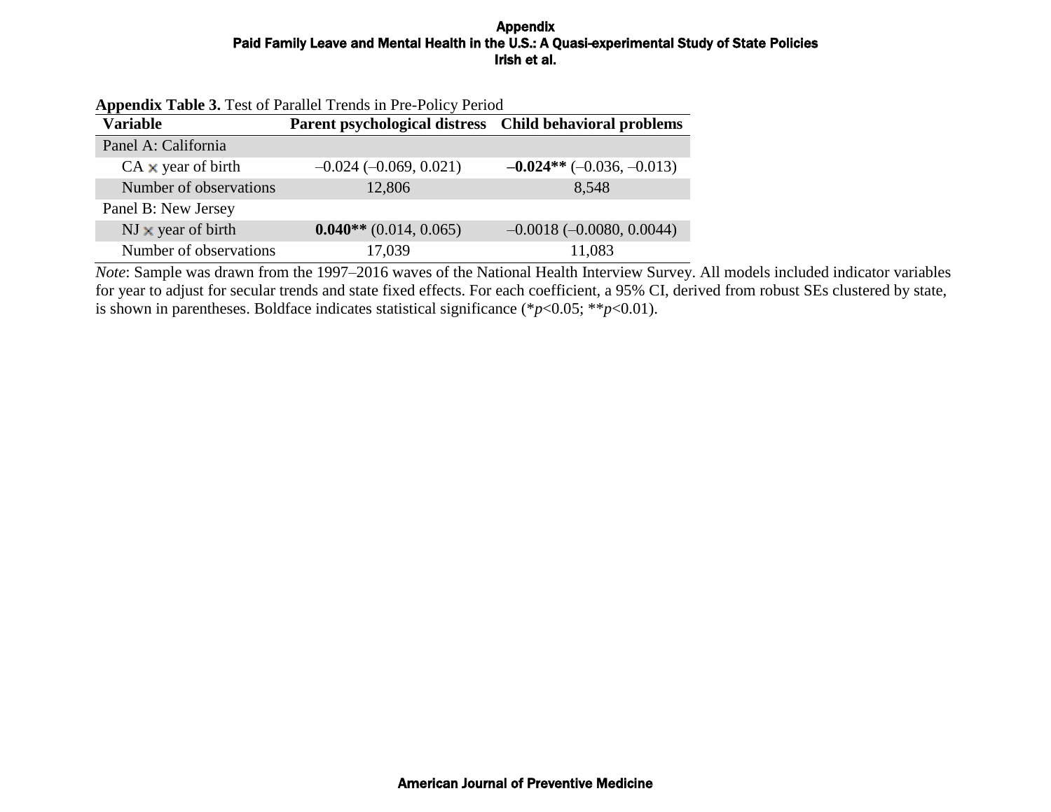**Appendix Table 3.** Test of Parallel Trends in Pre-Policy Period

| Variable | Parent psychological distress | Child behavioral problems |
|---|---|---|
| Panel A: California | | |
| CA × year of birth | –0.024 (–0.069, 0.021) | **–0.024**\*\* (–0.036, –0.013) |
| Number of observations | 12,806 | 8,548 |
| Panel B: New Jersey | | |
| NJ × year of birth | **0.040**\*\* (0.014, 0.065) | –0.0018 (–0.0080, 0.0044) |
| Number of observations | 17,039 | 11,083 |

*Note*: Sample was drawn from the 1997–2016 waves of the National Health Interview Survey. All models included indicator variables for year to adjust for secular trends and state fixed effects. For each coefficient, a 95% CI, derived from robust SEs clustered by state, is shown in parentheses. Boldface indicates statistical significance (\*$p$<0.05; \*\*$p$<0.01).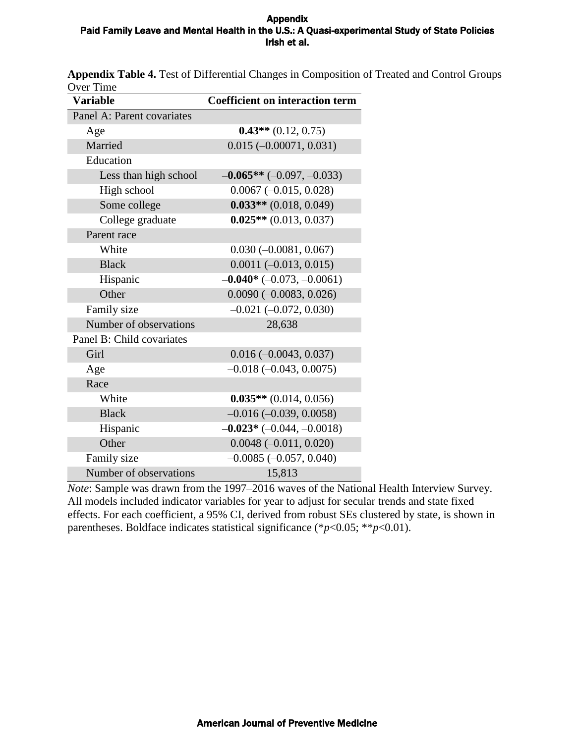**Appendix Table 4.** Test of Differential Changes in Composition of Treated and Control Groups Over Time

| Variable | Coefficient on interaction term |
|---|---|
| Panel A: Parent covariates | |
| Age | **0.43**** (0.12, 0.75) |
| Married | 0.015 (–0.00071, 0.031) |
| Education | |
| Less than high school | **–0.065**** (–0.097, –0.033) |
| High school | 0.0067 (–0.015, 0.028) |
| Some college | **0.033**** (0.018, 0.049) |
| College graduate | **0.025**** (0.013, 0.037) |
| Parent race | |
| White | 0.030 (–0.0081, 0.067) |
| Black | 0.0011 (–0.013, 0.015) |
| Hispanic | **–0.040*** (–0.073, –0.0061) |
| Other | 0.0090 (–0.0083, 0.026) |
| Family size | –0.021 (–0.072, 0.030) |
| Number of observations | 28,638 |
| Panel B: Child covariates | |
| Girl | 0.016 (–0.0043, 0.037) |
| Age | –0.018 (–0.043, 0.0075) |
| Race | |
| White | **0.035**** (0.014, 0.056) |
| Black | –0.016 (–0.039, 0.0058) |
| Hispanic | **–0.023*** (–0.044, –0.0018) |
| Other | 0.0048 (–0.011, 0.020) |
| Family size | –0.0085 (–0.057, 0.040) |
| Number of observations | 15,813 |

*Note*: Sample was drawn from the 1997–2016 waves of the National Health Interview Survey. All models included indicator variables for year to adjust for secular trends and state fixed effects. For each coefficient, a 95% CI, derived from robust SEs clustered by state, is shown in parentheses. Boldface indicates statistical significance (*$p<0.05$; **$p<0.01$).